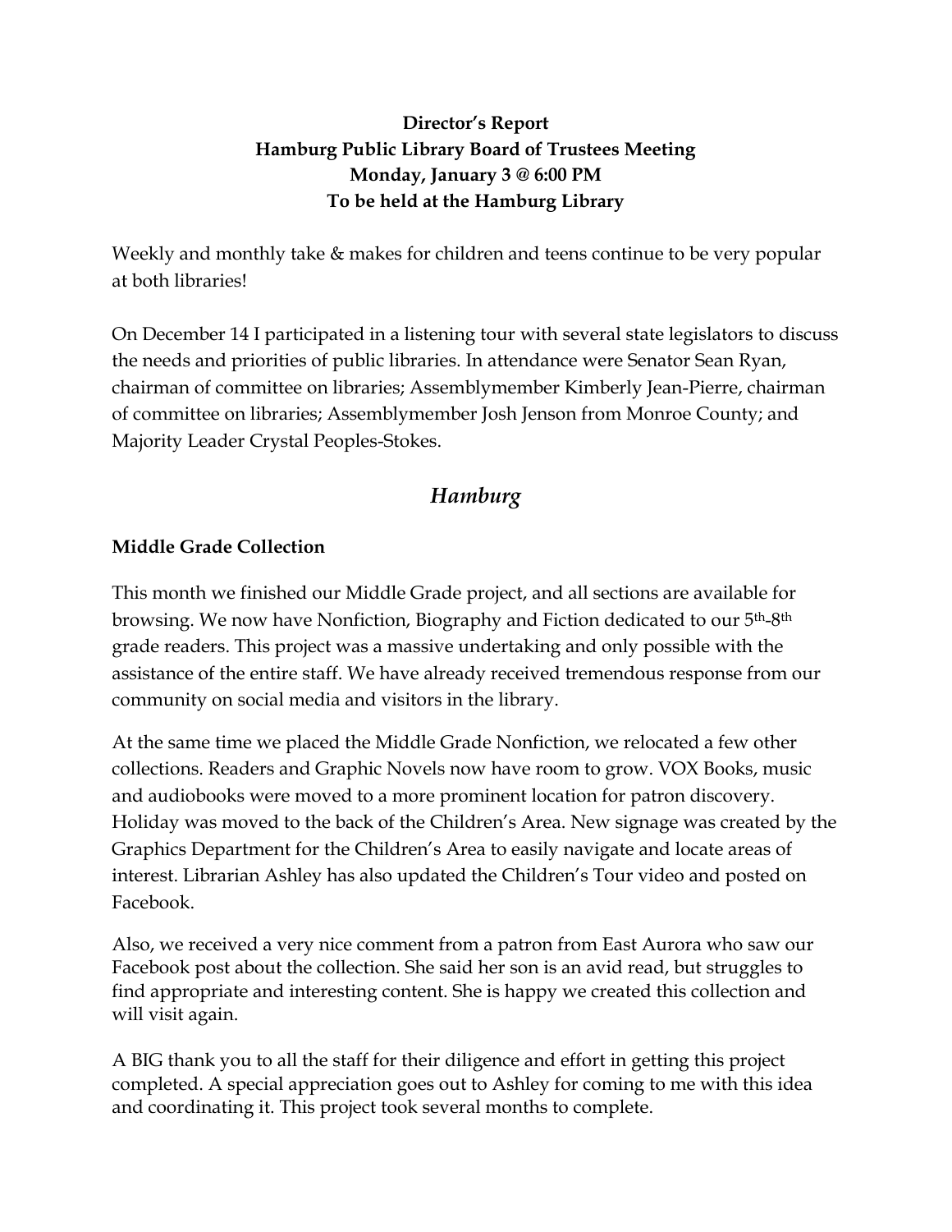**Director's Report**
**Hamburg Public Library Board of Trustees Meeting**
**Monday, January 3 @ 6:00 PM**
**To be held at the Hamburg Library**

Weekly and monthly take & makes for children and teens continue to be very popular at both libraries!

On December 14 I participated in a listening tour with several state legislators to discuss the needs and priorities of public libraries. In attendance were Senator Sean Ryan, chairman of committee on libraries; Assemblymember Kimberly Jean-Pierre, chairman of committee on libraries; Assemblymember Josh Jenson from Monroe County; and Majority Leader Crystal Peoples-Stokes.

## *Hamburg*

### Middle Grade Collection

This month we finished our Middle Grade project, and all sections are available for browsing. We now have Nonfiction, Biography and Fiction dedicated to our 5th-8th grade readers. This project was a massive undertaking and only possible with the assistance of the entire staff. We have already received tremendous response from our community on social media and visitors in the library.

At the same time we placed the Middle Grade Nonfiction, we relocated a few other collections. Readers and Graphic Novels now have room to grow. VOX Books, music and audiobooks were moved to a more prominent location for patron discovery. Holiday was moved to the back of the Children's Area. New signage was created by the Graphics Department for the Children's Area to easily navigate and locate areas of interest. Librarian Ashley has also updated the Children's Tour video and posted on Facebook.

Also, we received a very nice comment from a patron from East Aurora who saw our Facebook post about the collection. She said her son is an avid read, but struggles to find appropriate and interesting content. She is happy we created this collection and will visit again.

A BIG thank you to all the staff for their diligence and effort in getting this project completed. A special appreciation goes out to Ashley for coming to me with this idea and coordinating it. This project took several months to complete.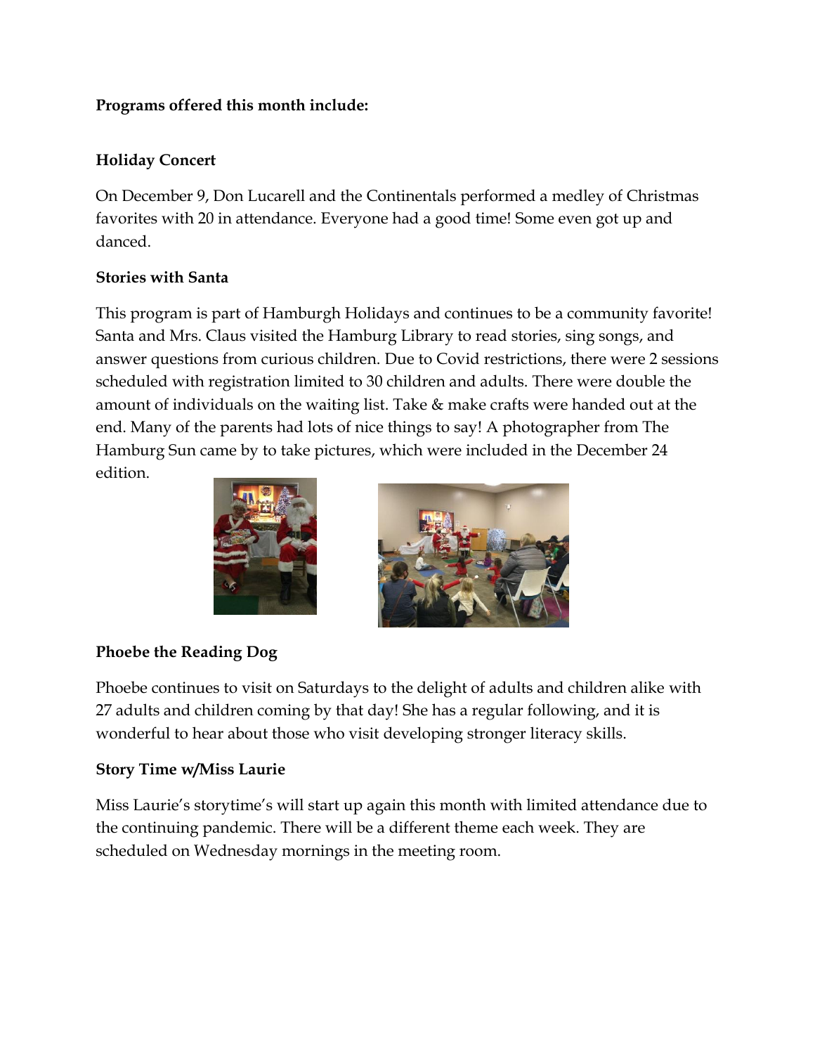**Programs offered this month include:**

**Holiday Concert**

On December 9, Don Lucarell and the Continentals performed a medley of Christmas favorites with 20 in attendance. Everyone had a good time! Some even got up and danced.

**Stories with Santa**

This program is part of Hamburgh Holidays and continues to be a community favorite! Santa and Mrs. Claus visited the Hamburg Library to read stories, sing songs, and answer questions from curious children. Due to Covid restrictions, there were 2 sessions scheduled with registration limited to 30 children and adults. There were double the amount of individuals on the waiting list. Take & make crafts were handed out at the end. Many of the parents had lots of nice things to say! A photographer from The Hamburg Sun came by to take pictures, which were included in the December 24 edition.

**Phoebe the Reading Dog**

Phoebe continues to visit on Saturdays to the delight of adults and children alike with 27 adults and children coming by that day! She has a regular following, and it is wonderful to hear about those who visit developing stronger literacy skills.

**Story Time w/Miss Laurie**

Miss Laurie's storytime's will start up again this month with limited attendance due to the continuing pandemic. There will be a different theme each week. They are scheduled on Wednesday mornings in the meeting room.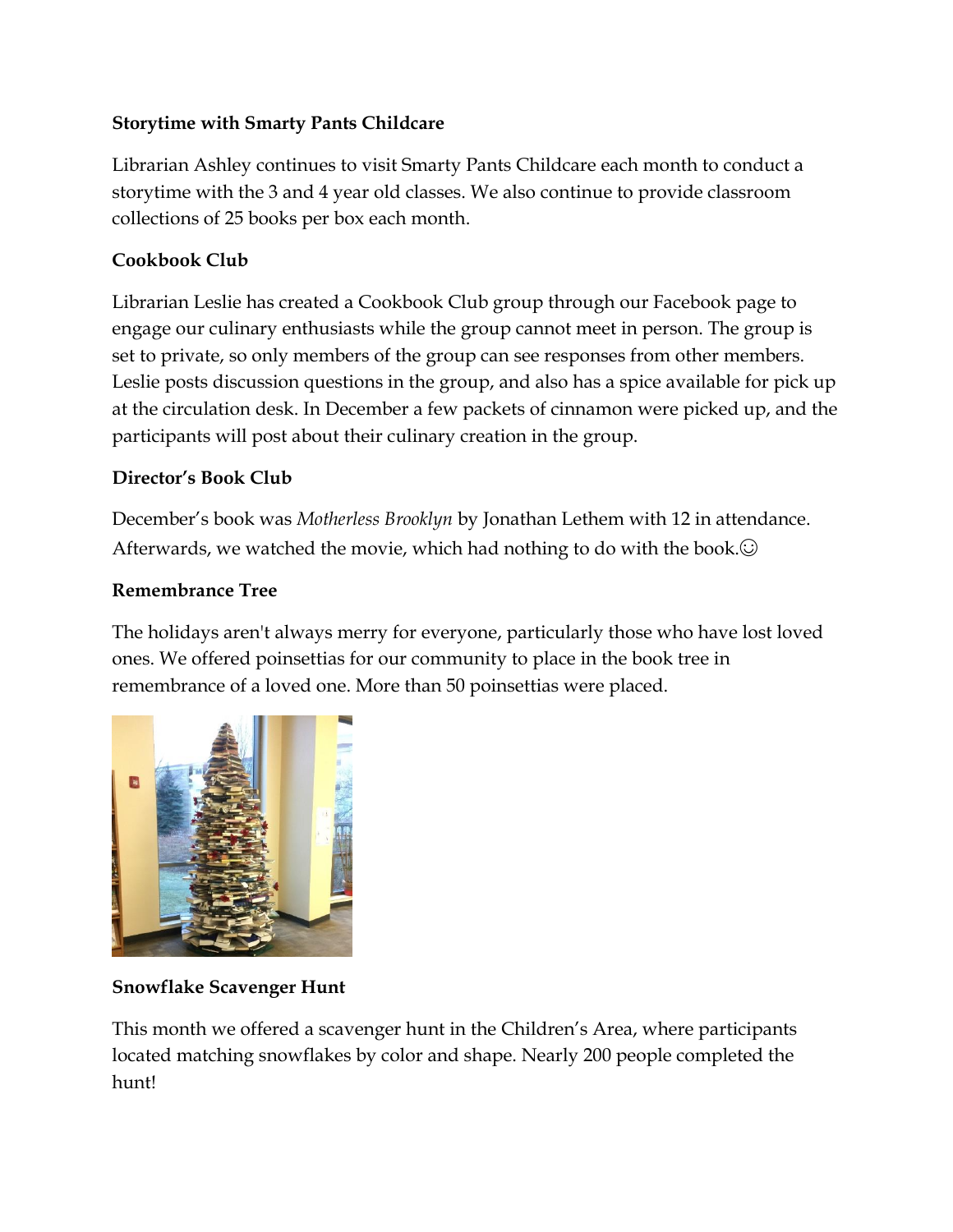**Storytime with Smarty Pants Childcare**

Librarian Ashley continues to visit Smarty Pants Childcare each month to conduct a storytime with the 3 and 4 year old classes. We also continue to provide classroom collections of 25 books per box each month.

**Cookbook Club**

Librarian Leslie has created a Cookbook Club group through our Facebook page to engage our culinary enthusiasts while the group cannot meet in person. The group is set to private, so only members of the group can see responses from other members. Leslie posts discussion questions in the group, and also has a spice available for pick up at the circulation desk. In December a few packets of cinnamon were picked up, and the participants will post about their culinary creation in the group.

**Director's Book Club**

December's book was *Motherless Brooklyn* by Jonathan Lethem with 12 in attendance. Afterwards, we watched the movie, which had nothing to do with the book.☺

**Remembrance Tree**

The holidays aren't always merry for everyone, particularly those who have lost loved ones. We offered poinsettias for our community to place in the book tree in remembrance of a loved one. More than 50 poinsettias were placed.

**Snowflake Scavenger Hunt**

This month we offered a scavenger hunt in the Children's Area, where participants located matching snowflakes by color and shape. Nearly 200 people completed the hunt!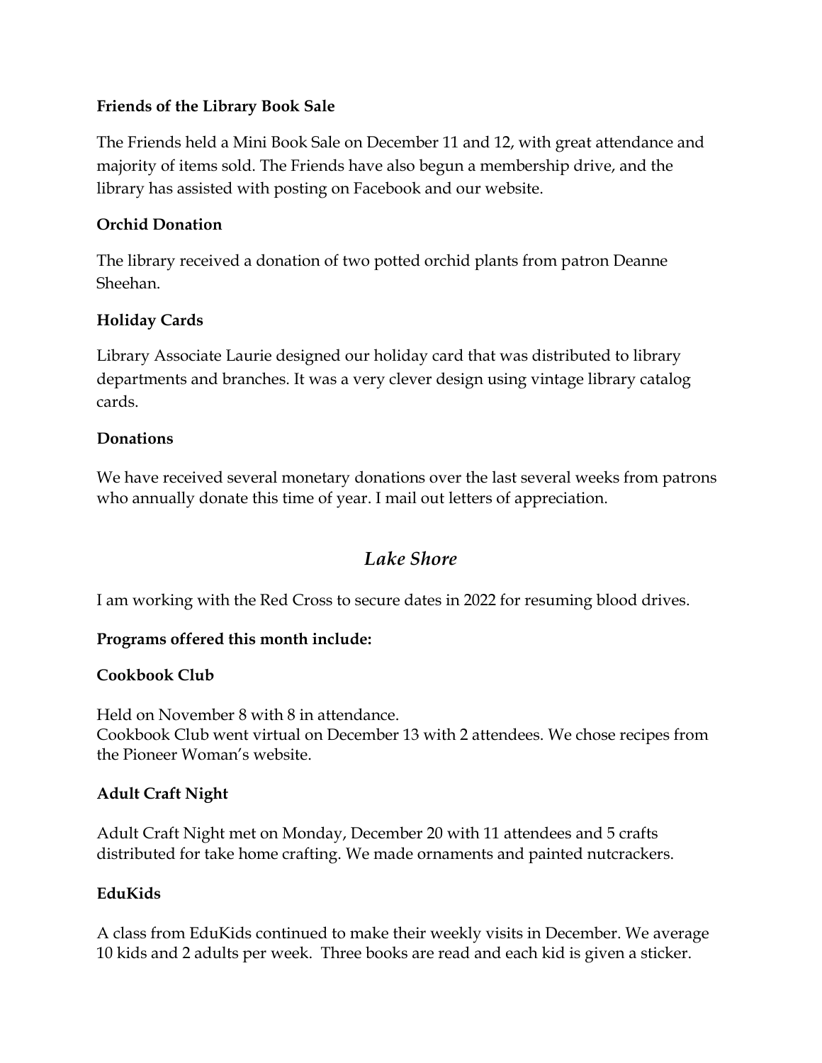**Friends of the Library Book Sale**

The Friends held a Mini Book Sale on December 11 and 12, with great attendance and majority of items sold. The Friends have also begun a membership drive, and the library has assisted with posting on Facebook and our website.

**Orchid Donation**

The library received a donation of two potted orchid plants from patron Deanne Sheehan.

**Holiday Cards**

Library Associate Laurie designed our holiday card that was distributed to library departments and branches. It was a very clever design using vintage library catalog cards.

**Donations**

We have received several monetary donations over the last several weeks from patrons who annually donate this time of year. I mail out letters of appreciation.

## *Lake Shore*

I am working with the Red Cross to secure dates in 2022 for resuming blood drives.

**Programs offered this month include:**

**Cookbook Club**

Held on November 8 with 8 in attendance.
Cookbook Club went virtual on December 13 with 2 attendees. We chose recipes from the Pioneer Woman's website.

**Adult Craft Night**

Adult Craft Night met on Monday, December 20 with 11 attendees and 5 crafts distributed for take home crafting. We made ornaments and painted nutcrackers.

**EduKids**

A class from EduKids continued to make their weekly visits in December. We average 10 kids and 2 adults per week. Three books are read and each kid is given a sticker.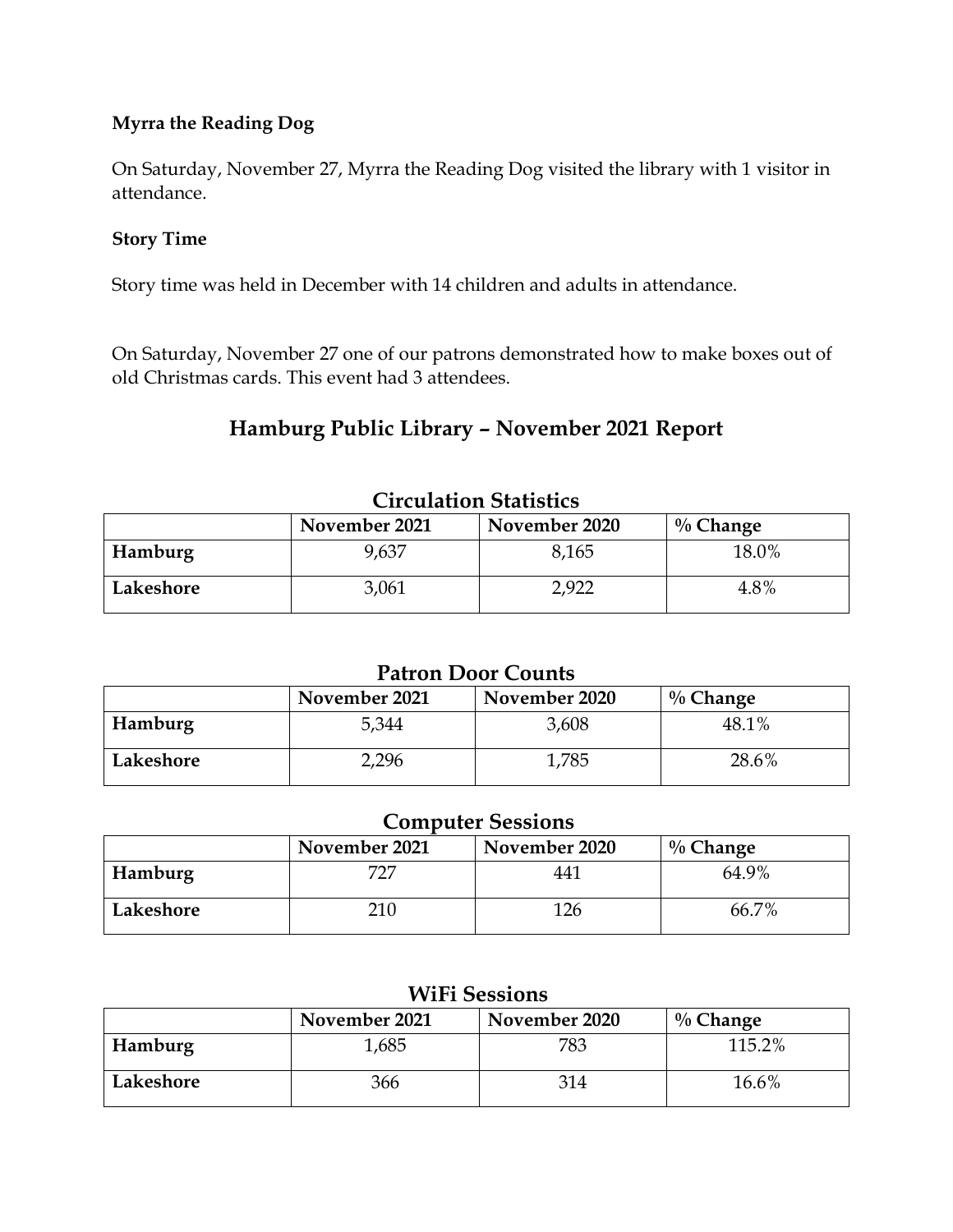**Myrra the Reading Dog**

On Saturday, November 27, Myrra the Reading Dog visited the library with 1 visitor in attendance.

**Story Time**

Story time was held in December with 14 children and adults in attendance.

On Saturday, November 27 one of our patrons demonstrated how to make boxes out of old Christmas cards. This event had 3 attendees.

## Hamburg Public Library – November 2021 Report

### Circulation Statistics

| | November 2021 | November 2020 | % Change |
|---|---|---|---|
| **Hamburg** | 9,637 | 8,165 | 18.0% |
| **Lakeshore** | 3,061 | 2,922 | 4.8% |

### Patron Door Counts

| | November 2021 | November 2020 | % Change |
|---|---|---|---|
| **Hamburg** | 5,344 | 3,608 | 48.1% |
| **Lakeshore** | 2,296 | 1,785 | 28.6% |

### Computer Sessions

| | November 2021 | November 2020 | % Change |
|---|---|---|---|
| **Hamburg** | 727 | 441 | 64.9% |
| **Lakeshore** | 210 | 126 | 66.7% |

### WiFi Sessions

| | November 2021 | November 2020 | % Change |
|---|---|---|---|
| **Hamburg** | 1,685 | 783 | 115.2% |
| **Lakeshore** | 366 | 314 | 16.6% |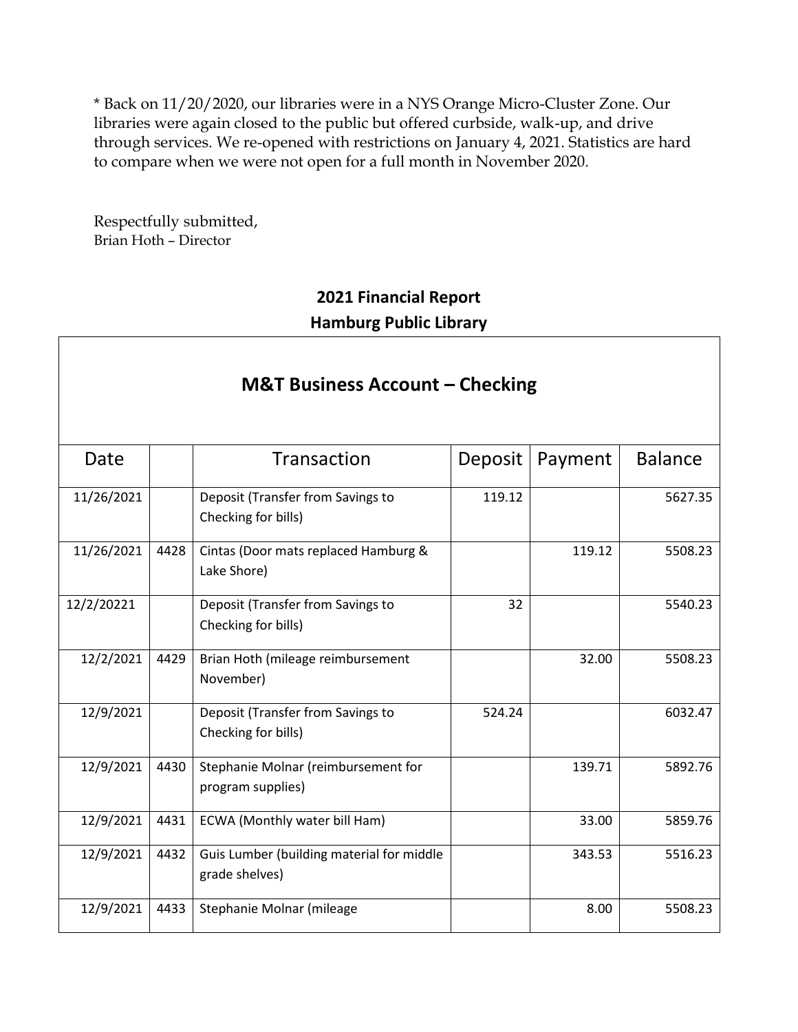* Back on 11/20/2020, our libraries were in a NYS Orange Micro-Cluster Zone. Our libraries were again closed to the public but offered curbside, walk-up, and drive through services. We re-opened with restrictions on January 4, 2021. Statistics are hard to compare when we were not open for a full month in November 2020.

Respectfully submitted,
Brian Hoth – Director

## 2021 Financial Report
## Hamburg Public Library

### M&T Business Account – Checking

| Date | | Transaction | Deposit | Payment | Balance |
|---|---|---|---|---|---|
| 11/26/2021 | | Deposit (Transfer from Savings to Checking for bills) | 119.12 | | 5627.35 |
| 11/26/2021 | 4428 | Cintas (Door mats replaced Hamburg & Lake Shore) | | 119.12 | 5508.23 |
| 12/2/20221 | | Deposit (Transfer from Savings to Checking for bills) | 32 | | 5540.23 |
| 12/2/2021 | 4429 | Brian Hoth (mileage reimbursement November) | | 32.00 | 5508.23 |
| 12/9/2021 | | Deposit (Transfer from Savings to Checking for bills) | 524.24 | | 6032.47 |
| 12/9/2021 | 4430 | Stephanie Molnar (reimbursement for program supplies) | | 139.71 | 5892.76 |
| 12/9/2021 | 4431 | ECWA (Monthly water bill Ham) | | 33.00 | 5859.76 |
| 12/9/2021 | 4432 | Guis Lumber (building material for middle grade shelves) | | 343.53 | 5516.23 |
| 12/9/2021 | 4433 | Stephanie Molnar (mileage | | 8.00 | 5508.23 |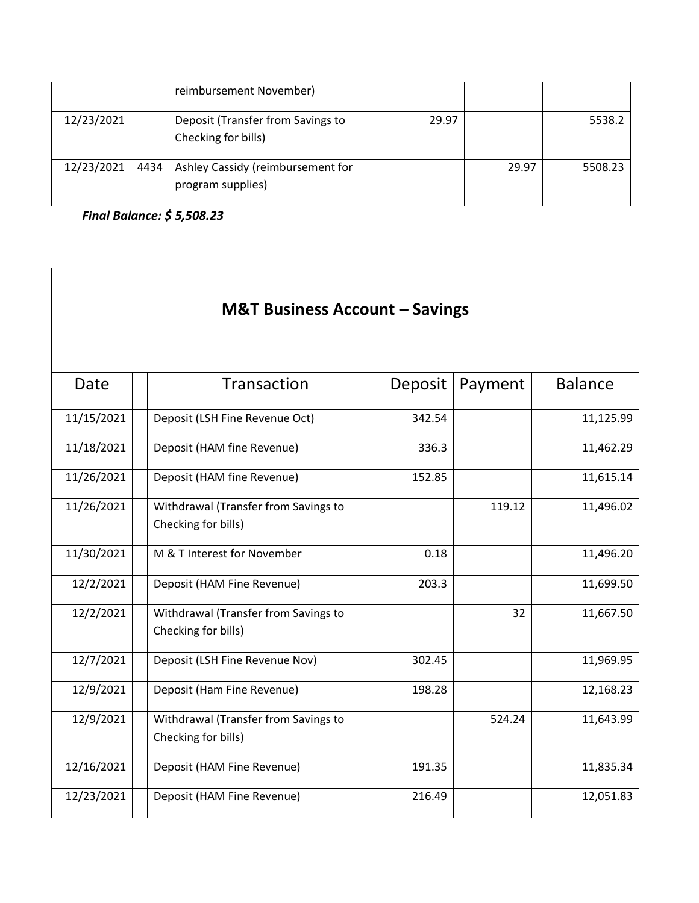| | | reimbursement November) | | | |
|---|---|---|---|---|---|
| 12/23/2021 | | Deposit (Transfer from Savings to Checking for bills) | 29.97 | | 5538.2 |
| 12/23/2021 | 4434 | Ashley Cassidy (reimbursement for program supplies) | | 29.97 | 5508.23 |

***Final Balance: $ 5,508.23***

## M&T Business Account – Savings

| Date | | Transaction | Deposit | Payment | Balance |
|---|---|---|---|---|---|
| 11/15/2021 | | Deposit (LSH Fine Revenue Oct) | 342.54 | | 11,125.99 |
| 11/18/2021 | | Deposit (HAM fine Revenue) | 336.3 | | 11,462.29 |
| 11/26/2021 | | Deposit (HAM fine Revenue) | 152.85 | | 11,615.14 |
| 11/26/2021 | | Withdrawal (Transfer from Savings to Checking for bills) | | 119.12 | 11,496.02 |
| 11/30/2021 | | M & T Interest for November | 0.18 | | 11,496.20 |
| 12/2/2021 | | Deposit (HAM Fine Revenue) | 203.3 | | 11,699.50 |
| 12/2/2021 | | Withdrawal (Transfer from Savings to Checking for bills) | | 32 | 11,667.50 |
| 12/7/2021 | | Deposit (LSH Fine Revenue Nov) | 302.45 | | 11,969.95 |
| 12/9/2021 | | Deposit (Ham Fine Revenue) | 198.28 | | 12,168.23 |
| 12/9/2021 | | Withdrawal (Transfer from Savings to Checking for bills) | | 524.24 | 11,643.99 |
| 12/16/2021 | | Deposit (HAM Fine Revenue) | 191.35 | | 11,835.34 |
| 12/23/2021 | | Deposit (HAM Fine Revenue) | 216.49 | | 12,051.83 |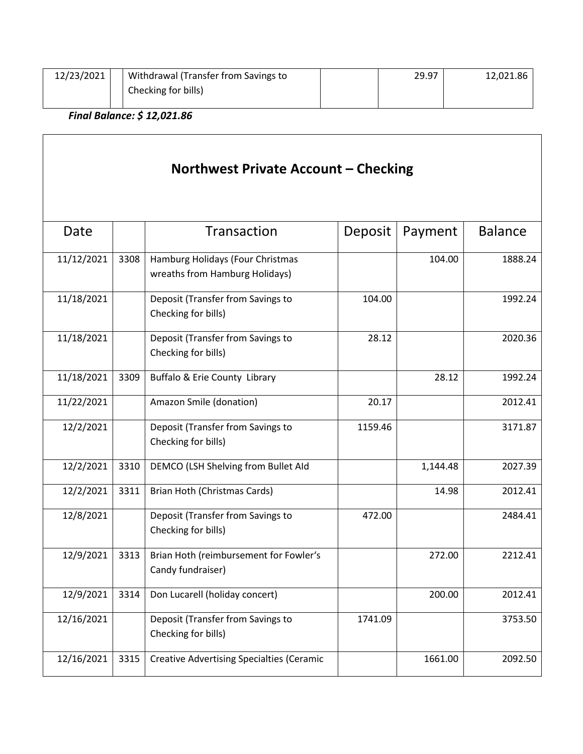| 12/23/2021 | | Withdrawal (Transfer from Savings to Checking for bills) | | 29.97 | 12,021.86 |
|---|---|---|---|---|---|

***Final Balance: $ 12,021.86***

## Northwest Private Account – Checking

| Date | | Transaction | Deposit | Payment | Balance |
|---|---|---|---|---|---|
| 11/12/2021 | 3308 | Hamburg Holidays (Four Christmas wreaths from Hamburg Holidays) | | 104.00 | 1888.24 |
| 11/18/2021 | | Deposit (Transfer from Savings to Checking for bills) | 104.00 | | 1992.24 |
| 11/18/2021 | | Deposit (Transfer from Savings to Checking for bills) | 28.12 | | 2020.36 |
| 11/18/2021 | 3309 | Buffalo & Erie County Library | | 28.12 | 1992.24 |
| 11/22/2021 | | Amazon Smile (donation) | 20.17 | | 2012.41 |
| 12/2/2021 | | Deposit (Transfer from Savings to Checking for bills) | 1159.46 | | 3171.87 |
| 12/2/2021 | 3310 | DEMCO (LSH Shelving from Bullet AId | | 1,144.48 | 2027.39 |
| 12/2/2021 | 3311 | Brian Hoth (Christmas Cards) | | 14.98 | 2012.41 |
| 12/8/2021 | | Deposit (Transfer from Savings to Checking for bills) | 472.00 | | 2484.41 |
| 12/9/2021 | 3313 | Brian Hoth (reimbursement for Fowler's Candy fundraiser) | | 272.00 | 2212.41 |
| 12/9/2021 | 3314 | Don Lucarell (holiday concert) | | 200.00 | 2012.41 |
| 12/16/2021 | | Deposit (Transfer from Savings to Checking for bills) | 1741.09 | | 3753.50 |
| 12/16/2021 | 3315 | Creative Advertising Specialties (Ceramic | | 1661.00 | 2092.50 |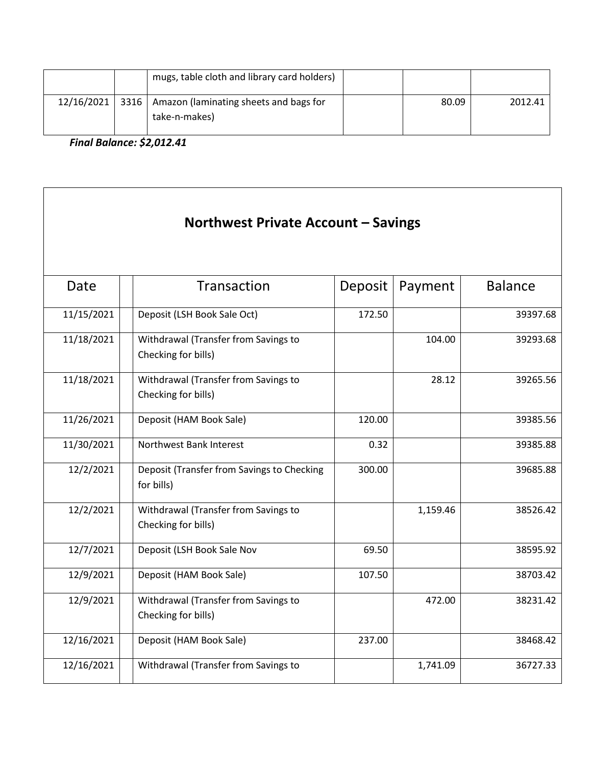| | | | | | |
|---|---|---|---|---|---|
| | | mugs, table cloth and library card holders) | | | |
| 12/16/2021 | 3316 | Amazon (laminating sheets and bags for take-n-makes) | | 80.09 | 2012.41 |

***Final Balance: $2,012.41***

## Northwest Private Account – Savings

| Date | | Transaction | Deposit | Payment | Balance |
|---|---|---|---|---|---|
| 11/15/2021 | | Deposit (LSH Book Sale Oct) | 172.50 | | 39397.68 |
| 11/18/2021 | | Withdrawal (Transfer from Savings to Checking for bills) | | 104.00 | 39293.68 |
| 11/18/2021 | | Withdrawal (Transfer from Savings to Checking for bills) | | 28.12 | 39265.56 |
| 11/26/2021 | | Deposit (HAM Book Sale) | 120.00 | | 39385.56 |
| 11/30/2021 | | Northwest Bank Interest | 0.32 | | 39385.88 |
| 12/2/2021 | | Deposit (Transfer from Savings to Checking for bills) | 300.00 | | 39685.88 |
| 12/2/2021 | | Withdrawal (Transfer from Savings to Checking for bills) | | 1,159.46 | 38526.42 |
| 12/7/2021 | | Deposit (LSH Book Sale Nov | 69.50 | | 38595.92 |
| 12/9/2021 | | Deposit (HAM Book Sale) | 107.50 | | 38703.42 |
| 12/9/2021 | | Withdrawal (Transfer from Savings to Checking for bills) | | 472.00 | 38231.42 |
| 12/16/2021 | | Deposit (HAM Book Sale) | 237.00 | | 38468.42 |
| 12/16/2021 | | Withdrawal (Transfer from Savings to | | 1,741.09 | 36727.33 |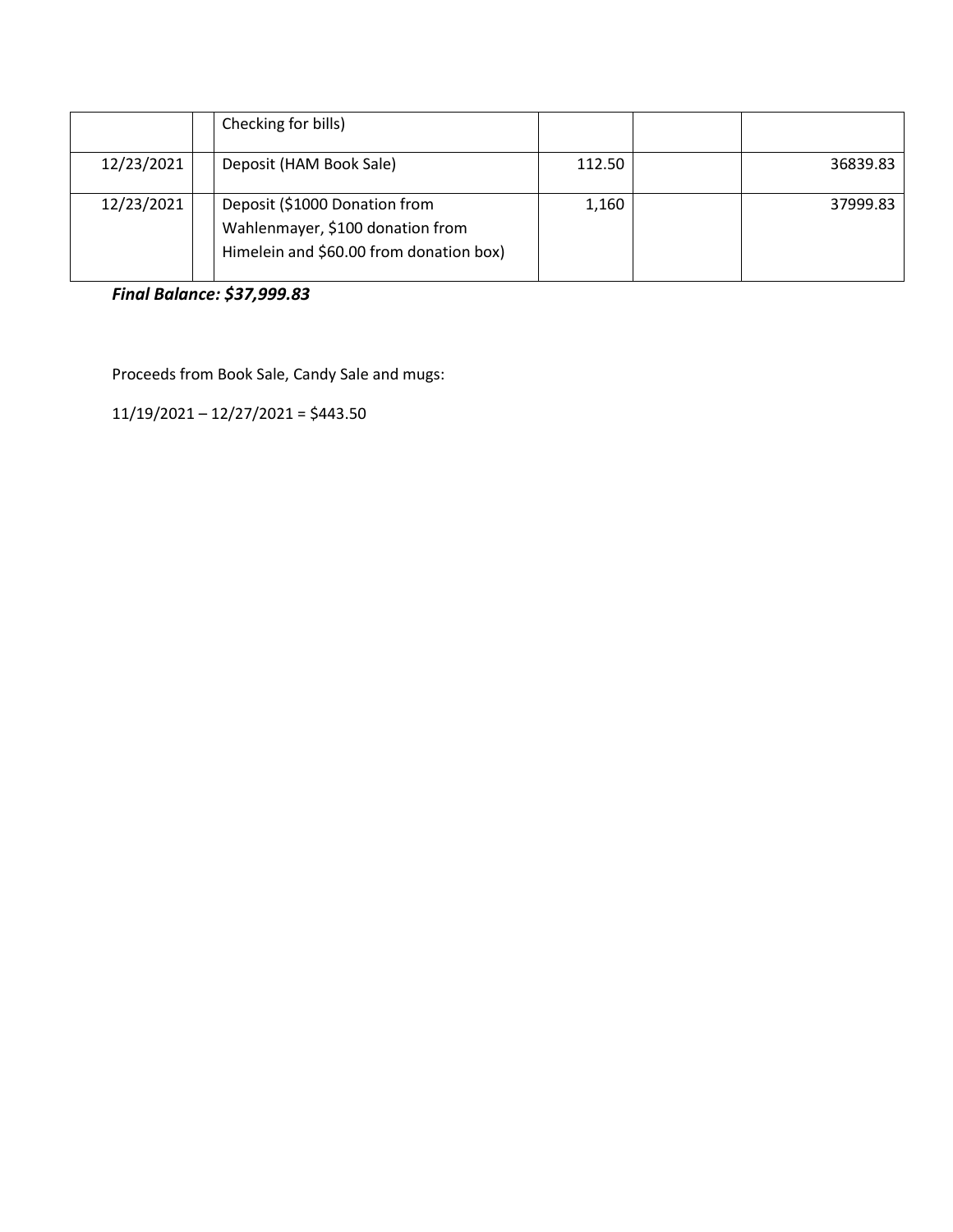| | | | | | |
|---|---|---|---|---|---|
| | | Checking for bills) | | | |
| 12/23/2021 | | Deposit (HAM Book Sale) | 112.50 | | 36839.83 |
| 12/23/2021 | | Deposit ($1000 Donation from Wahlenmayer, $100 donation from Himelein and $60.00 from donation box) | 1,160 | | 37999.83 |

***Final Balance: $37,999.83***

Proceeds from Book Sale, Candy Sale and mugs:

11/19/2021 – 12/27/2021 = $443.50